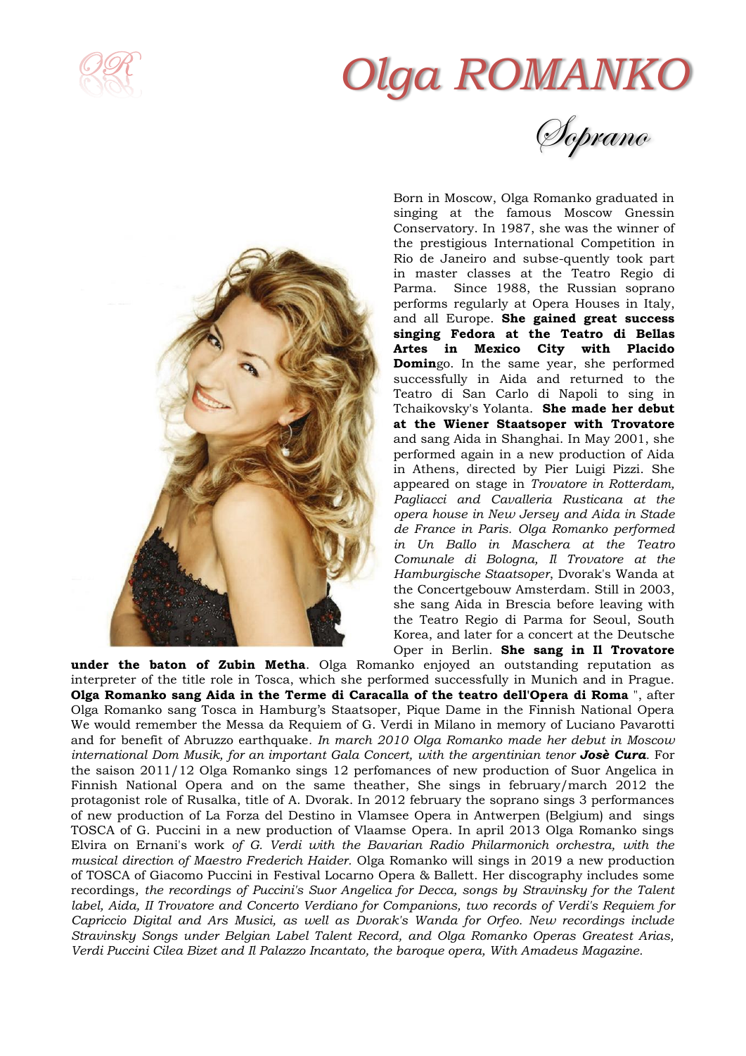# Olga ROMANKO

## Soprano

Born in Moscow, Olga Romanko graduated in singing at the famous Moscow Gnessin Conservatory. In 1987, she was the winner of the prestigious International Competition in Rio de Janeiro and subse-quently took part in master classes at the Teatro Regio di Parma. Since 1988, the Russian soprano performs regularly at Opera Houses in Italy, and all Europe. **She gained great success singing Fedora at the Teatro di Bellas Artes in Mexico City with Placido Domin**go. In the same year, she performed successfully in Aida and returned to the Teatro di San Carlo di Napoli to sing in Tchaikovsky's Yolanta. **She made her debut at the Wiener Staatsoper with Trovatore** and sang Aida in Shanghai. In May 2001, she performed again in a new production of Aida in Athens, directed by Pier Luigi Pizzi. She appeared on stage in *Trovatore in Rotterdam, Pagliacci and Cavalleria Rusticana at the opera house in New Jersey and Aida in Stade de France in Paris. Olga Romanko performed in Un Ballo in Maschera at the Teatro Comunale di Bologna, Il Trovatore at the Hamburgische Staatsoper*, Dvorak's Wanda at the Concertgebouw Amsterdam. Still in 2003, she sang Aida in Brescia before leaving with the Teatro Regio di Parma for Seoul, South Korea, and later for a concert at the Deutsche Oper in Berlin. **She sang in Il Trovatore under the baton of Zubin Metha**. Olga Romanko enjoyed an outstanding reputation as interpreter of the title role in Tosca, which she performed successfully in Munich and in Prague. **Olga Romanko sang Aida in the Terme di Caracalla of the teatro dell'Opera di Roma** ", after Olga Romanko sang Tosca in Hamburg's Staatsoper, Pique Dame in the Finnish National Opera We would remember the Messa da Requiem of G. Verdi in Milano in memory of Luciano Pavarotti and for benefit of Abruzzo earthquake. *In march 2010 Olga Romanko made her debut in Moscow international Dom Musik, for an important Gala Concert, with the argentinian tenor* ***Josè Cura***. For the saison 2011/12 Olga Romanko sings 12 perfomances of new production of Suor Angelica in Finnish National Opera and on the same theather, She sings in february/march 2012 the protagonist role of Rusalka, title of A. Dvorak. In 2012 february the soprano sings 3 performances of new production of La Forza del Destino in Vlamsee Opera in Antwerpen (Belgium) and sings TOSCA of G. Puccini in a new production of Vlaamse Opera. In april 2013 Olga Romanko sings Elvira on Ernani's work *of G. Verdi with the Bavarian Radio Philarmonich orchestra, with the musical direction of Maestro Frederich Haider.* Olga Romanko will sings in 2019 a new production of TOSCA of Giacomo Puccini in Festival Locarno Opera & Ballett. Her discography includes some recordings*, the recordings of Puccini's Suor Angelica for Decca, songs by Stravinsky for the Talent label, Aida, II Trovatore and Concerto Verdiano for Companions, two records of Verdi's Requiem for Capriccio Digital and Ars Musici, as well as Dvorak's Wanda for Orfeo. New recordings include Stravinsky Songs under Belgian Label Talent Record, and Olga Romanko Operas Greatest Arias, Verdi Puccini Cilea Bizet and Il Palazzo Incantato, the baroque opera, With Amadeus Magazine.*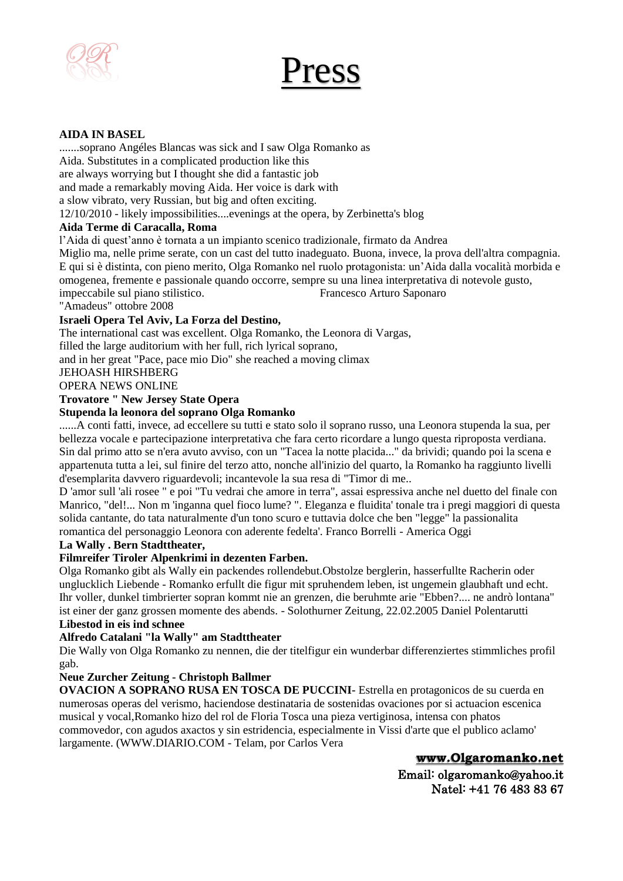# Press

**AIDA IN BASEL**

.......soprano Angéles Blancas was sick and I saw Olga Romanko as
Aida. Substitutes in a complicated production like this
are always worrying but I thought she did a fantastic job
and made a remarkably moving Aida. Her voice is dark with
a slow vibrato, very Russian, but big and often exciting.
12/10/2010 - likely impossibilities....evenings at the opera, by Zerbinetta's blog

**Aida Terme di Caracalla, Roma**

l'Aida di quest'anno è tornata a un impianto scenico tradizionale, firmato da Andrea
Miglio ma, nelle prime serate, con un cast del tutto inadeguato. Buona, invece, la prova dell'altra compagnia. E qui si è distinta, con pieno merito, Olga Romanko nel ruolo protagonista: un'Aida dalla vocalità morbida e omogenea, fremente e passionale quando occorre, sempre su una linea interpretativa di notevole gusto, impeccabile sul piano stilistico. Francesco Arturo Saponaro
"Amadeus" ottobre 2008

**Israeli Opera Tel Aviv, La Forza del Destino,**

The international cast was excellent. Olga Romanko, the Leonora di Vargas,
filled the large auditorium with her full, rich lyrical soprano,
and in her great "Pace, pace mio Dio" she reached a moving climax
JEHOASH HIRSHBERG
OPERA NEWS ONLINE

**Trovatore " New Jersey State Opera**

**Stupenda la leonora del soprano Olga Romanko**

......A conti fatti, invece, ad eccellere su tutti e stato solo il soprano russo, una Leonora stupenda la sua, per bellezza vocale e partecipazione interpretativa che fara certo ricordare a lungo questa riproposta verdiana. Sin dal primo atto se n'era avuto avviso, con un "Tacea la notte placida..." da brividi; quando poi la scena e appartenuta tutta a lei, sul finire del terzo atto, nonche all'inizio del quarto, la Romanko ha raggiunto livelli d'esemplarita davvero riguardevoli; incantevole la sua resa di "Timor di me..
D 'amor sull 'ali rosee " e poi "Tu vedrai che amore in terra", assai espressiva anche nel duetto del finale con Manrico, "del!... Non m 'inganna quel fioco lume? ". Eleganza e fluidita' tonale tra i pregi maggiori di questa solida cantante, do tata naturalmente d'un tono scuro e tuttavia dolce che ben "legge" la passionalita romantica del personaggio Leonora con aderente fedelta'. Franco Borrelli - America Oggi

**La Wally . Bern Stadttheater,**

**Filmreifer Tiroler Alpenkrimi in dezenten Farben.**

Olga Romanko gibt als Wally ein packendes rollendebut.Obstolze berglerin, hasserfullte Racherin oder unglucklich Liebende - Romanko erfullt die figur mit spruhendem leben, ist ungemein glaubhaft und echt. Ihr voller, dunkel timbrierter sopran kommt nie an grenzen, die beruhmte arie "Ebben?.... ne andrò lontana" ist einer der ganz grossen momente des abends. - Solothurner Zeitung, 22.02.2005 Daniel Polentarutti

**Libestod in eis ind schnee**

**Alfredo Catalani "la Wally" am Stadttheater**

Die Wally von Olga Romanko zu nennen, die der titelfigur ein wunderbar differenziertes stimmliches profil gab.

**Neue Zurcher Zeitung - Christoph Ballmer**

**OVACION A SOPRANO RUSA EN TOSCA DE PUCCINI**- Estrella en protagonicos de su cuerda en numerosas operas del verismo, haciendose destinataria de sostenidas ovaciones por si actuacion escenica musical y vocal,Romanko hizo del rol de Floria Tosca una pieza vertiginosa, intensa con phatos commovedor, con agudos axactos y sin estridencia, especialmente in Vissi d'arte que el publico aclamo' largamente. (WWW.DIARIO.COM - Telam, por Carlos Vera

**www.Olgaromanko.net**
Email: olgaromanko@yahoo.it
Natel: +41 76 483 83 67